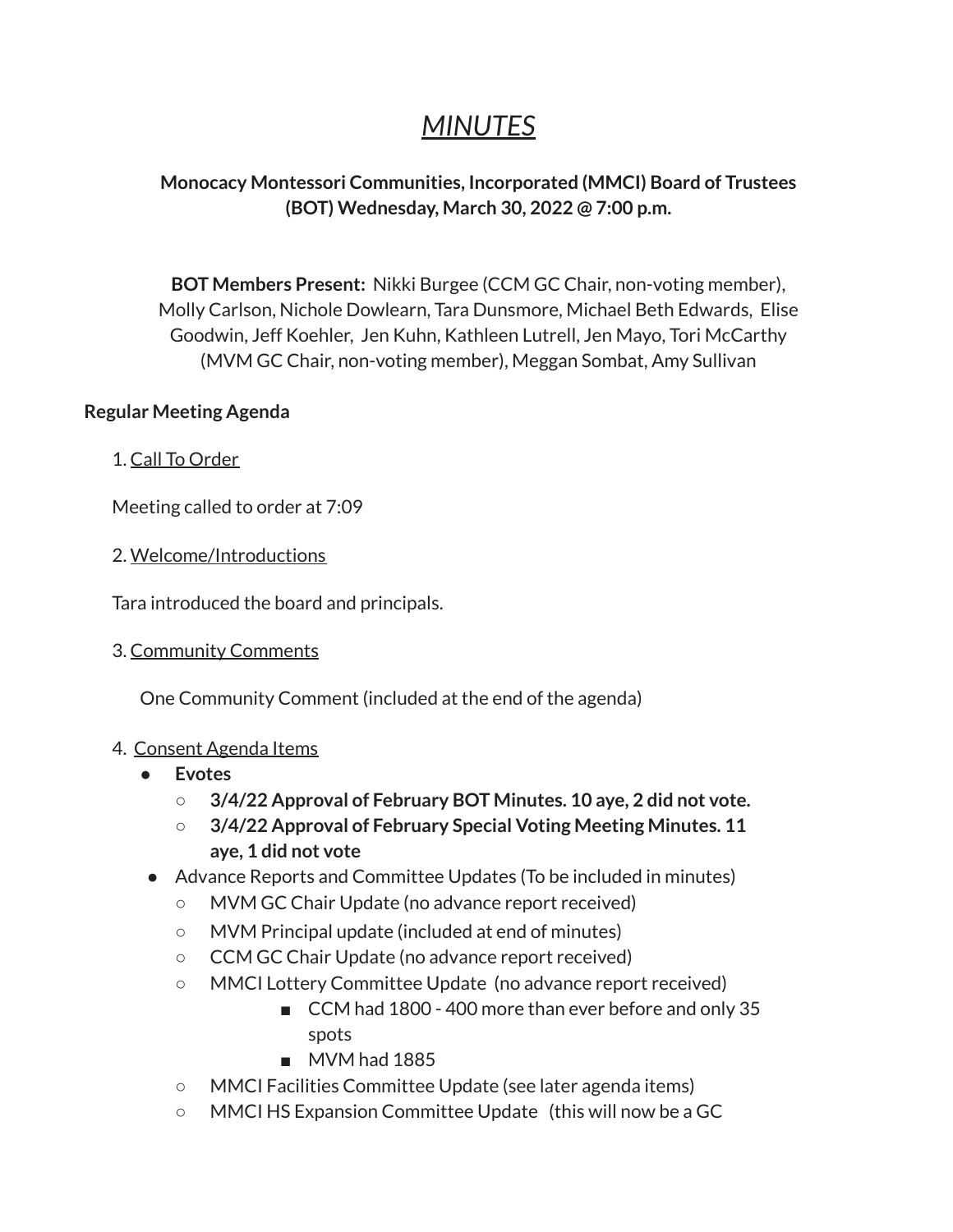# *MINUTES*

**Monocacy Montessori Communities, Incorporated (MMCI) Board of Trustees (BOT) Wednesday, March 30, 2022 @ 7:00 p.m.**

**BOT Members Present:** Nikki Burgee (CCM GC Chair, non-voting member), Molly Carlson, Nichole Dowlearn, Tara Dunsmore, Michael Beth Edwards, Elise Goodwin, Jeff Koehler, Jen Kuhn, Kathleen Lutrell, Jen Mayo, Tori McCarthy (MVM GC Chair, non-voting member), Meggan Sombat, Amy Sullivan

**Regular Meeting Agenda**

1. Call To Order

Meeting called to order at 7:09

2. Welcome/Introductions

Tara introduced the board and principals.

3. Community Comments

One Community Comment (included at the end of the agenda)

4. Consent Agenda Items

- **Evotes**
  - **3/4/22 Approval of February BOT Minutes. 10 aye, 2 did not vote.**
  - **3/4/22 Approval of February Special Voting Meeting Minutes. 11 aye, 1 did not vote**
- Advance Reports and Committee Updates (To be included in minutes)
  - MVM GC Chair Update (no advance report received)
  - MVM Principal update (included at end of minutes)
  - CCM GC Chair Update (no advance report received)
  - MMCI Lottery Committee Update (no advance report received)
    - CCM had 1800 - 400 more than ever before and only 35 spots
    - MVM had 1885
  - MMCI Facilities Committee Update (see later agenda items)
  - MMCI HS Expansion Committee Update (this will now be a GC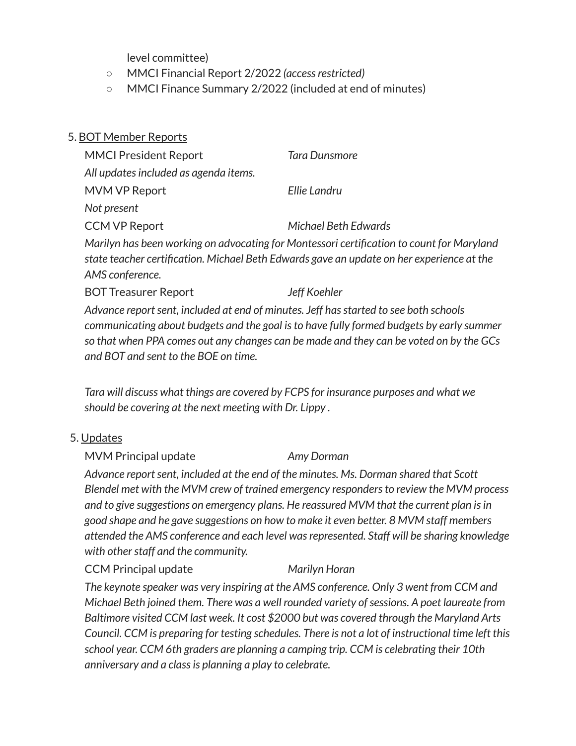level committee)

- MMCI Financial Report 2/2022 *(access restricted)*
- MMCI Finance Summary 2/2022 (included at end of minutes)

5. <u>BOT Member Reports</u>

MMCI President Report *Tara Dunsmore*

*All updates included as agenda items.*

MVM VP Report *Ellie Landru*

*Not present*

CCM VP Report *Michael Beth Edwards*

*Marilyn has been working on advocating for Montessori certification to count for Maryland state teacher certification. Michael Beth Edwards gave an update on her experience at the AMS conference.*

BOT Treasurer Report *Jeff Koehler*

*Advance report sent, included at end of minutes. Jeff has started to see both schools communicating about budgets and the goal is to have fully formed budgets by early summer so that when PPA comes out any changes can be made and they can be voted on by the GCs and BOT and sent to the BOE on time.*

*Tara will discuss what things are covered by FCPS for insurance purposes and what we should be covering at the next meeting with Dr. Lippy .*

5. <u>Updates</u>

MVM Principal update *Amy Dorman*

*Advance report sent, included at the end of the minutes. Ms. Dorman shared that Scott Blendel met with the MVM crew of trained emergency responders to review the MVM process and to give suggestions on emergency plans. He reassured MVM that the current plan is in good shape and he gave suggestions on how to make it even better. 8 MVM staff members attended the AMS conference and each level was represented. Staff will be sharing knowledge with other staff and the community.*

CCM Principal update *Marilyn Horan*

*The keynote speaker was very inspiring at the AMS conference. Only 3 went from CCM and Michael Beth joined them. There was a well rounded variety of sessions. A poet laureate from Baltimore visited CCM last week. It cost $2000 but was covered through the Maryland Arts Council. CCM is preparing for testing schedules. There is not a lot of instructional time left this school year. CCM 6th graders are planning a camping trip. CCM is celebrating their 10th anniversary and a class is planning a play to celebrate.*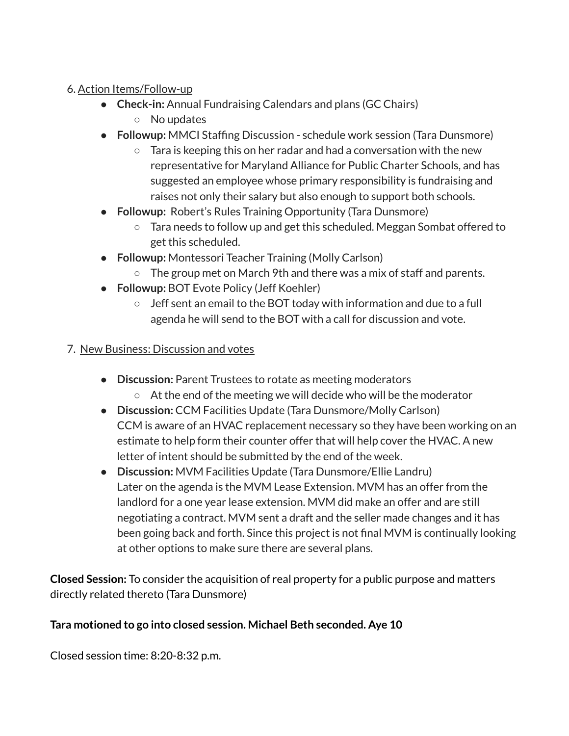6. Action Items/Follow-up

- **Check-in:** Annual Fundraising Calendars and plans (GC Chairs)
    - No updates
- **Followup:** MMCI Staffing Discussion - schedule work session (Tara Dunsmore)
    - Tara is keeping this on her radar and had a conversation with the new representative for Maryland Alliance for Public Charter Schools, and has suggested an employee whose primary responsibility is fundraising and raises not only their salary but also enough to support both schools.
- **Followup:** Robert's Rules Training Opportunity (Tara Dunsmore)
    - Tara needs to follow up and get this scheduled. Meggan Sombat offered to get this scheduled.
- **Followup:** Montessori Teacher Training (Molly Carlson)
    - The group met on March 9th and there was a mix of staff and parents.
- **Followup:** BOT Evote Policy (Jeff Koehler)
    - Jeff sent an email to the BOT today with information and due to a full agenda he will send to the BOT with a call for discussion and vote.

7. New Business: Discussion and votes

- **Discussion:** Parent Trustees to rotate as meeting moderators
    - At the end of the meeting we will decide who will be the moderator
- **Discussion:** CCM Facilities Update (Tara Dunsmore/Molly Carlson)
  CCM is aware of an HVAC replacement necessary so they have been working on an estimate to help form their counter offer that will help cover the HVAC. A new letter of intent should be submitted by the end of the week.
- **Discussion:** MVM Facilities Update (Tara Dunsmore/Ellie Landru)
  Later on the agenda is the MVM Lease Extension. MVM has an offer from the landlord for a one year lease extension. MVM did make an offer and are still negotiating a contract. MVM sent a draft and the seller made changes and it has been going back and forth. Since this project is not final MVM is continually looking at other options to make sure there are several plans.

**Closed Session:** To consider the acquisition of real property for a public purpose and matters directly related thereto (Tara Dunsmore)

**Tara motioned to go into closed session. Michael Beth seconded. Aye 10**

Closed session time: 8:20-8:32 p.m.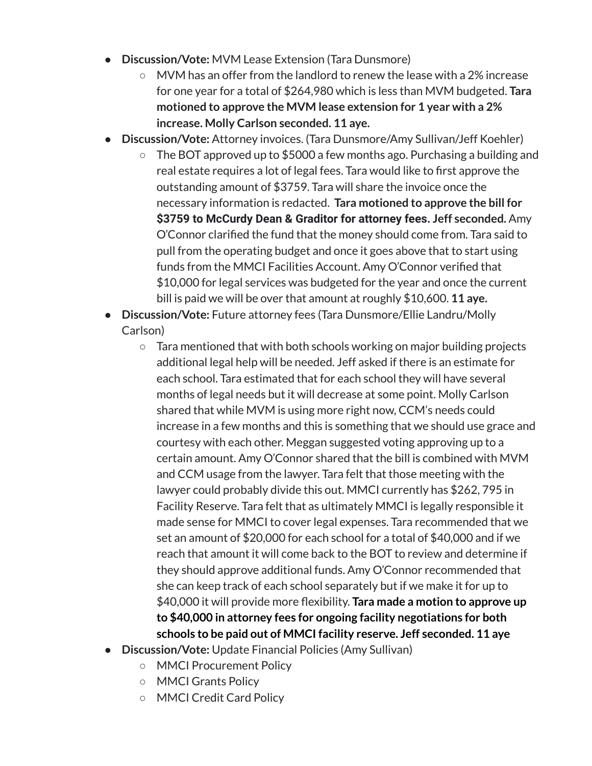- **Discussion/Vote:** MVM Lease Extension (Tara Dunsmore)
  - MVM has an offer from the landlord to renew the lease with a 2% increase for one year for a total of $264,980 which is less than MVM budgeted. **Tara motioned to approve the MVM lease extension for 1 year with a 2% increase. Molly Carlson seconded. 11 aye.**
- **Discussion/Vote:** Attorney invoices. (Tara Dunsmore/Amy Sullivan/Jeff Koehler)
  - The BOT approved up to $5000 a few months ago. Purchasing a building and real estate requires a lot of legal fees. Tara would like to first approve the outstanding amount of $3759. Tara will share the invoice once the necessary information is redacted. **Tara motioned to approve the bill for $3759 to McCurdy Dean & Graditor for attorney fees. Jeff seconded.** Amy O'Connor clarified the fund that the money should come from. Tara said to pull from the operating budget and once it goes above that to start using funds from the MMCI Facilities Account. Amy O'Connor verified that $10,000 for legal services was budgeted for the year and once the current bill is paid we will be over that amount at roughly $10,600. **11 aye.**
- **Discussion/Vote:** Future attorney fees (Tara Dunsmore/Ellie Landru/Molly Carlson)
  - Tara mentioned that with both schools working on major building projects additional legal help will be needed. Jeff asked if there is an estimate for each school. Tara estimated that for each school they will have several months of legal needs but it will decrease at some point. Molly Carlson shared that while MVM is using more right now, CCM's needs could increase in a few months and this is something that we should use grace and courtesy with each other. Meggan suggested voting approving up to a certain amount. Amy O'Connor shared that the bill is combined with MVM and CCM usage from the lawyer. Tara felt that those meeting with the lawyer could probably divide this out. MMCI currently has $262, 795 in Facility Reserve. Tara felt that as ultimately MMCI is legally responsible it made sense for MMCI to cover legal expenses. Tara recommended that we set an amount of $20,000 for each school for a total of $40,000 and if we reach that amount it will come back to the BOT to review and determine if they should approve additional funds. Amy O'Connor recommended that she can keep track of each school separately but if we make it for up to $40,000 it will provide more flexibility. **Tara made a motion to approve up to $40,000 in attorney fees for ongoing facility negotiations for both schools to be paid out of MMCI facility reserve. Jeff seconded. 11 aye**
- **Discussion/Vote:** Update Financial Policies (Amy Sullivan)
  - MMCI Procurement Policy
  - MMCI Grants Policy
  - MMCI Credit Card Policy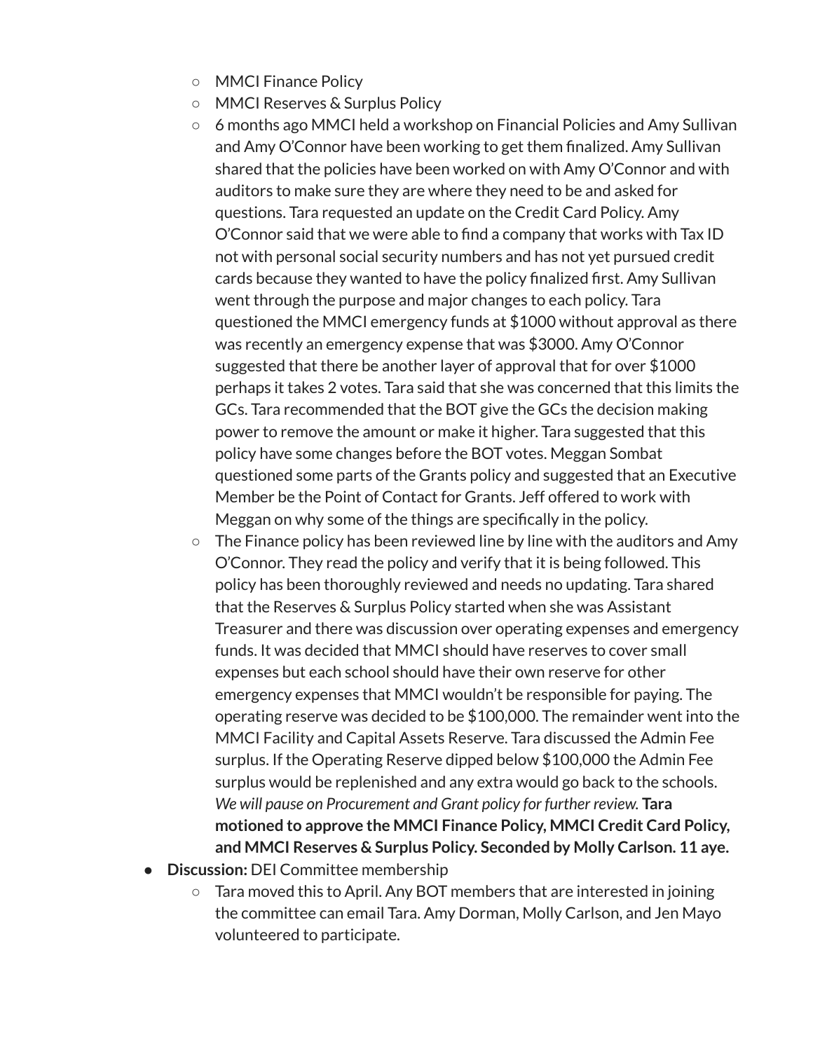- MMCI Finance Policy
    - MMCI Reserves & Surplus Policy
    - 6 months ago MMCI held a workshop on Financial Policies and Amy Sullivan and Amy O'Connor have been working to get them finalized. Amy Sullivan shared that the policies have been worked on with Amy O'Connor and with auditors to make sure they are where they need to be and asked for questions. Tara requested an update on the Credit Card Policy. Amy O'Connor said that we were able to find a company that works with Tax ID not with personal social security numbers and has not yet pursued credit cards because they wanted to have the policy finalized first. Amy Sullivan went through the purpose and major changes to each policy. Tara questioned the MMCI emergency funds at $1000 without approval as there was recently an emergency expense that was $3000. Amy O'Connor suggested that there be another layer of approval that for over $1000 perhaps it takes 2 votes. Tara said that she was concerned that this limits the GCs. Tara recommended that the BOT give the GCs the decision making power to remove the amount or make it higher. Tara suggested that this policy have some changes before the BOT votes. Meggan Sombat questioned some parts of the Grants policy and suggested that an Executive Member be the Point of Contact for Grants. Jeff offered to work with Meggan on why some of the things are specifically in the policy.
    - The Finance policy has been reviewed line by line with the auditors and Amy O'Connor. They read the policy and verify that it is being followed. This policy has been thoroughly reviewed and needs no updating. Tara shared that the Reserves & Surplus Policy started when she was Assistant Treasurer and there was discussion over operating expenses and emergency funds. It was decided that MMCI should have reserves to cover small expenses but each school should have their own reserve for other emergency expenses that MMCI wouldn't be responsible for paying. The operating reserve was decided to be $100,000. The remainder went into the MMCI Facility and Capital Assets Reserve. Tara discussed the Admin Fee surplus. If the Operating Reserve dipped below $100,000 the Admin Fee surplus would be replenished and any extra would go back to the schools. *We will pause on Procurement and Grant policy for further review.* **Tara motioned to approve the MMCI Finance Policy, MMCI Credit Card Policy, and MMCI Reserves & Surplus Policy. Seconded by Molly Carlson. 11 aye.**
- **Discussion:** DEI Committee membership
    - Tara moved this to April. Any BOT members that are interested in joining the committee can email Tara. Amy Dorman, Molly Carlson, and Jen Mayo volunteered to participate.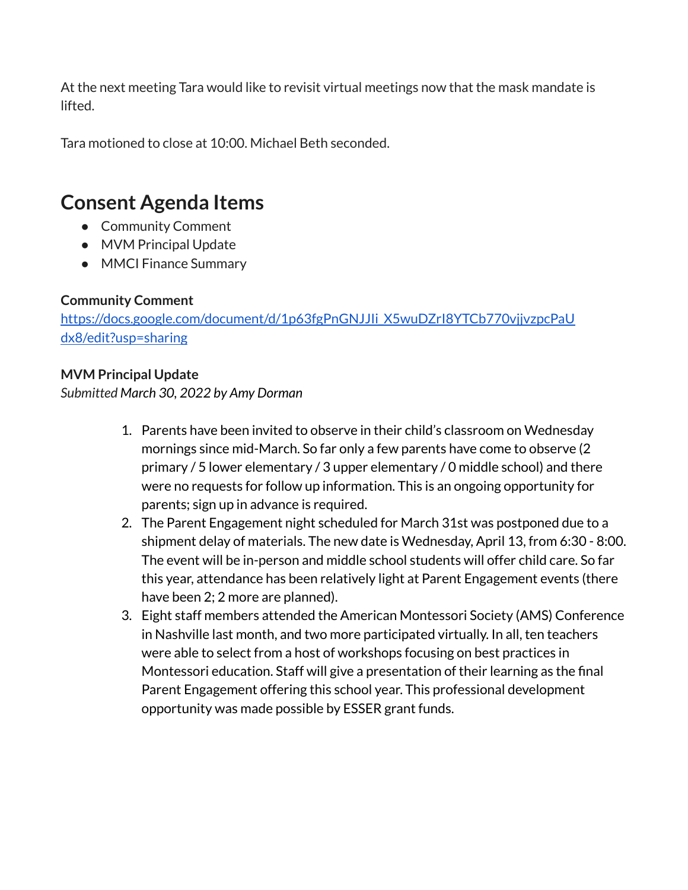At the next meeting Tara would like to revisit virtual meetings now that the mask mandate is lifted.

Tara motioned to close at 10:00. Michael Beth seconded.

# Consent Agenda Items

- Community Comment
- MVM Principal Update
- MMCI Finance Summary

**Community Comment**

[https://docs.google.com/document/d/1p63fgPnGNJJIi_X5wuDZrI8YTCb770vjjvzpcPaUdx8/edit?usp=sharing](https://docs.google.com/document/d/1p63fgPnGNJJIi_X5wuDZrI8YTCb770vjjvzpcPaUdx8/edit?usp=sharing)

**MVM Principal Update**

*Submitted March 30, 2022 by Amy Dorman*

1. Parents have been invited to observe in their child's classroom on Wednesday mornings since mid-March. So far only a few parents have come to observe (2 primary / 5 lower elementary / 3 upper elementary / 0 middle school) and there were no requests for follow up information. This is an ongoing opportunity for parents; sign up in advance is required.
2. The Parent Engagement night scheduled for March 31st was postponed due to a shipment delay of materials. The new date is Wednesday, April 13, from 6:30 - 8:00. The event will be in-person and middle school students will offer child care. So far this year, attendance has been relatively light at Parent Engagement events (there have been 2; 2 more are planned).
3. Eight staff members attended the American Montessori Society (AMS) Conference in Nashville last month, and two more participated virtually. In all, ten teachers were able to select from a host of workshops focusing on best practices in Montessori education. Staff will give a presentation of their learning as the final Parent Engagement offering this school year. This professional development opportunity was made possible by ESSER grant funds.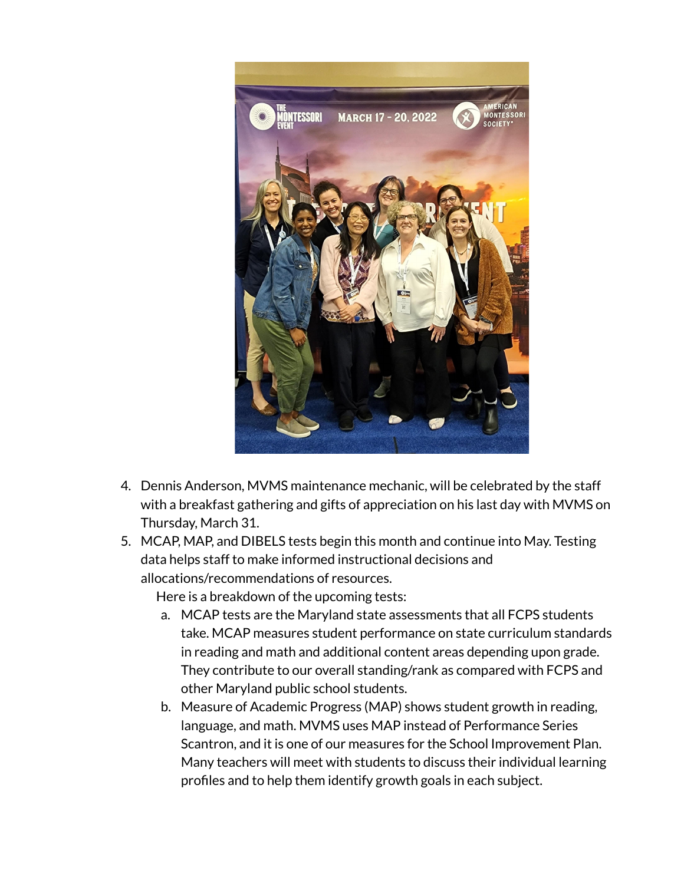4. Dennis Anderson, MVMS maintenance mechanic, will be celebrated by the staff with a breakfast gathering and gifts of appreciation on his last day with MVMS on Thursday, March 31.
5. MCAP, MAP, and DIBELS tests begin this month and continue into May. Testing data helps staff to make informed instructional decisions and allocations/recommendations of resources.

   Here is a breakdown of the upcoming tests:

   a. MCAP tests are the Maryland state assessments that all FCPS students take. MCAP measures student performance on state curriculum standards in reading and math and additional content areas depending upon grade. They contribute to our overall standing/rank as compared with FCPS and other Maryland public school students.
   b. Measure of Academic Progress (MAP) shows student growth in reading, language, and math. MVMS uses MAP instead of Performance Series Scantron, and it is one of our measures for the School Improvement Plan. Many teachers will meet with students to discuss their individual learning profiles and to help them identify growth goals in each subject.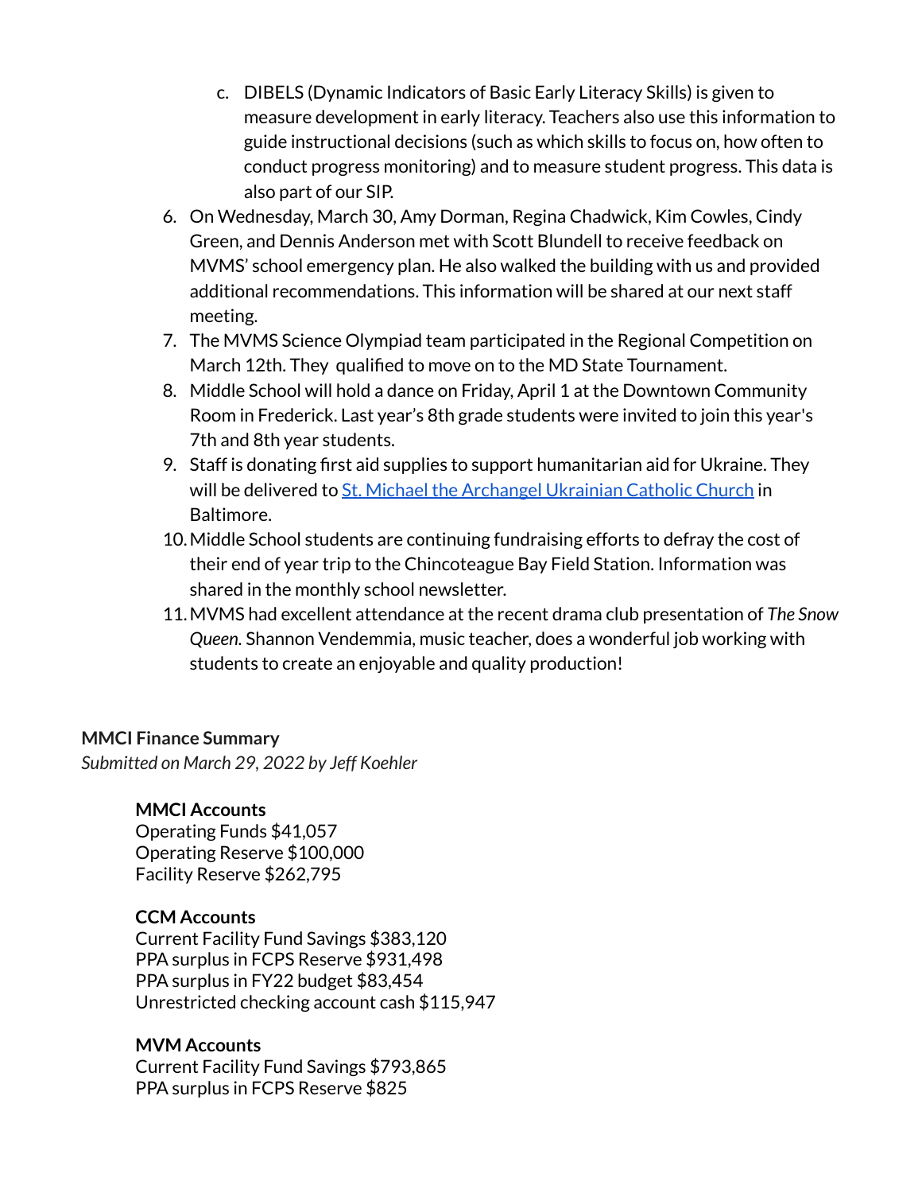c. DIBELS (Dynamic Indicators of Basic Early Literacy Skills) is given to measure development in early literacy. Teachers also use this information to guide instructional decisions (such as which skills to focus on, how often to conduct progress monitoring) and to measure student progress. This data is also part of our SIP.

6. On Wednesday, March 30, Amy Dorman, Regina Chadwick, Kim Cowles, Cindy Green, and Dennis Anderson met with Scott Blundell to receive feedback on MVMS' school emergency plan. He also walked the building with us and provided additional recommendations. This information will be shared at our next staff meeting.
7. The MVMS Science Olympiad team participated in the Regional Competition on March 12th. They qualified to move on to the MD State Tournament.
8. Middle School will hold a dance on Friday, April 1 at the Downtown Community Room in Frederick. Last year's 8th grade students were invited to join this year's 7th and 8th year students.
9. Staff is donating first aid supplies to support humanitarian aid for Ukraine. They will be delivered to St. Michael the Archangel Ukrainian Catholic Church in Baltimore.
10. Middle School students are continuing fundraising efforts to defray the cost of their end of year trip to the Chincoteague Bay Field Station. Information was shared in the monthly school newsletter.
11. MVMS had excellent attendance at the recent drama club presentation of *The Snow Queen.* Shannon Vendemmia, music teacher, does a wonderful job working with students to create an enjoyable and quality production!

**MMCI Finance Summary**
*Submitted on March 29, 2022 by Jeff Koehler*

**MMCI Accounts**
Operating Funds $41,057
Operating Reserve $100,000
Facility Reserve $262,795

**CCM Accounts**
Current Facility Fund Savings $383,120
PPA surplus in FCPS Reserve $931,498
PPA surplus in FY22 budget $83,454
Unrestricted checking account cash $115,947

**MVM Accounts**
Current Facility Fund Savings $793,865
PPA surplus in FCPS Reserve $825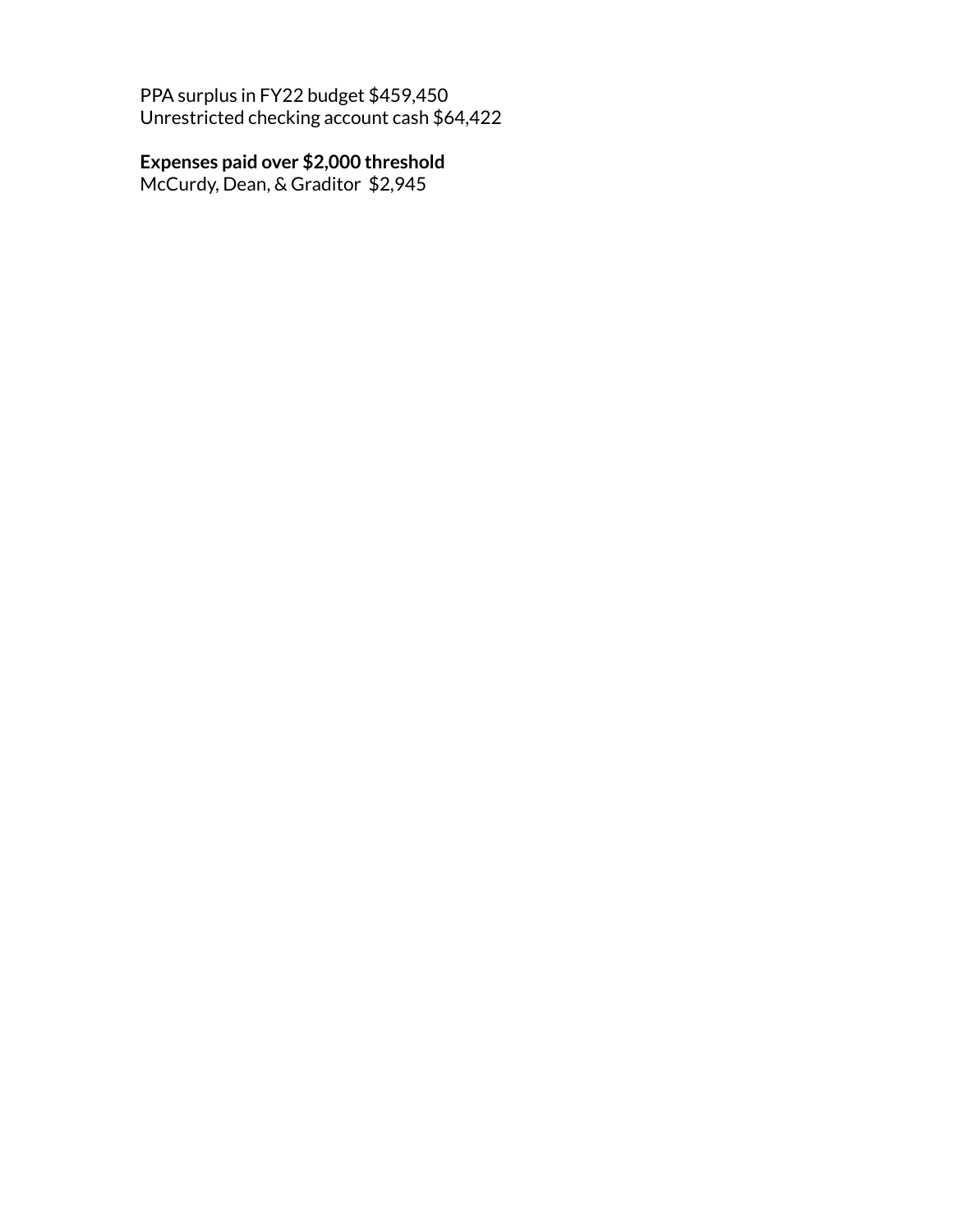PPA surplus in FY22 budget $459,450
Unrestricted checking account cash $64,422

**Expenses paid over $2,000 threshold**
McCurdy, Dean, & Graditor $2,945